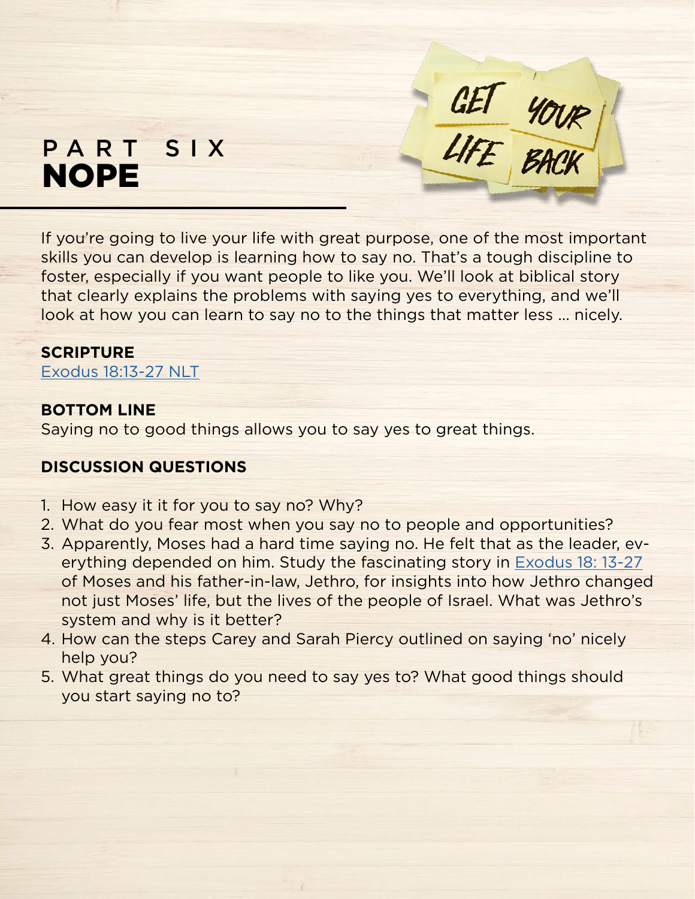# PART SIX
# NOPE

GET YOUR LIFE BACK

If you're going to live your life with great purpose, one of the most important skills you can develop is learning how to say no. That's a tough discipline to foster, especially if you want people to like you. We'll look at biblical story that clearly explains the problems with saying yes to everything, and we'll look at how you can learn to say no to the things that matter less … nicely.

**SCRIPTURE**

[Exodus 18:13-27 NLT]

**BOTTOM LINE**

Saying no to good things allows you to say yes to great things.

**DISCUSSION QUESTIONS**

1. How easy it it for you to say no? Why?
2. What do you fear most when you say no to people and opportunities?
3. Apparently, Moses had a hard time saying no. He felt that as the leader, everything depended on him. Study the fascinating story in [Exodus 18: 13-27] of Moses and his father-in-law, Jethro, for insights into how Jethro changed not just Moses' life, but the lives of the people of Israel. What was Jethro's system and why is it better?
4. How can the steps Carey and Sarah Piercy outlined on saying 'no' nicely help you?
5. What great things do you need to say yes to? What good things should you start saying no to?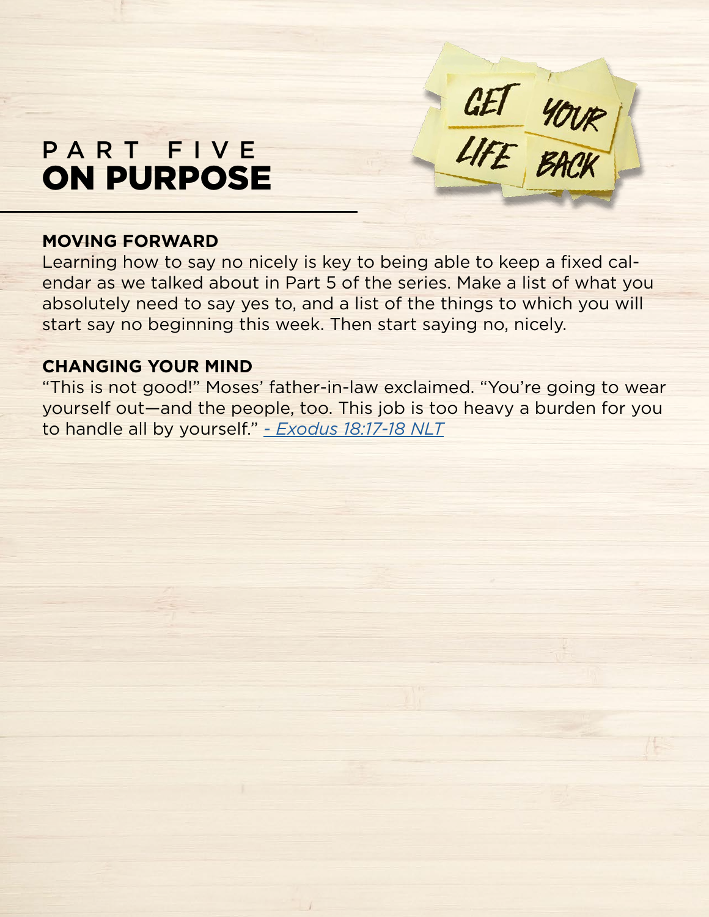# PART FIVE
# ON PURPOSE

GET YOUR LIFE BACK

## MOVING FORWARD

Learning how to say no nicely is key to being able to keep a fixed calendar as we talked about in Part 5 of the series. Make a list of what you absolutely need to say yes to, and a list of the things to which you will start say no beginning this week. Then start saying no, nicely.

## CHANGING YOUR MIND

"This is not good!" Moses' father-in-law exclaimed. "You're going to wear yourself out—and the people, too. This job is too heavy a burden for you to handle all by yourself." *- Exodus 18:17-18 NLT*